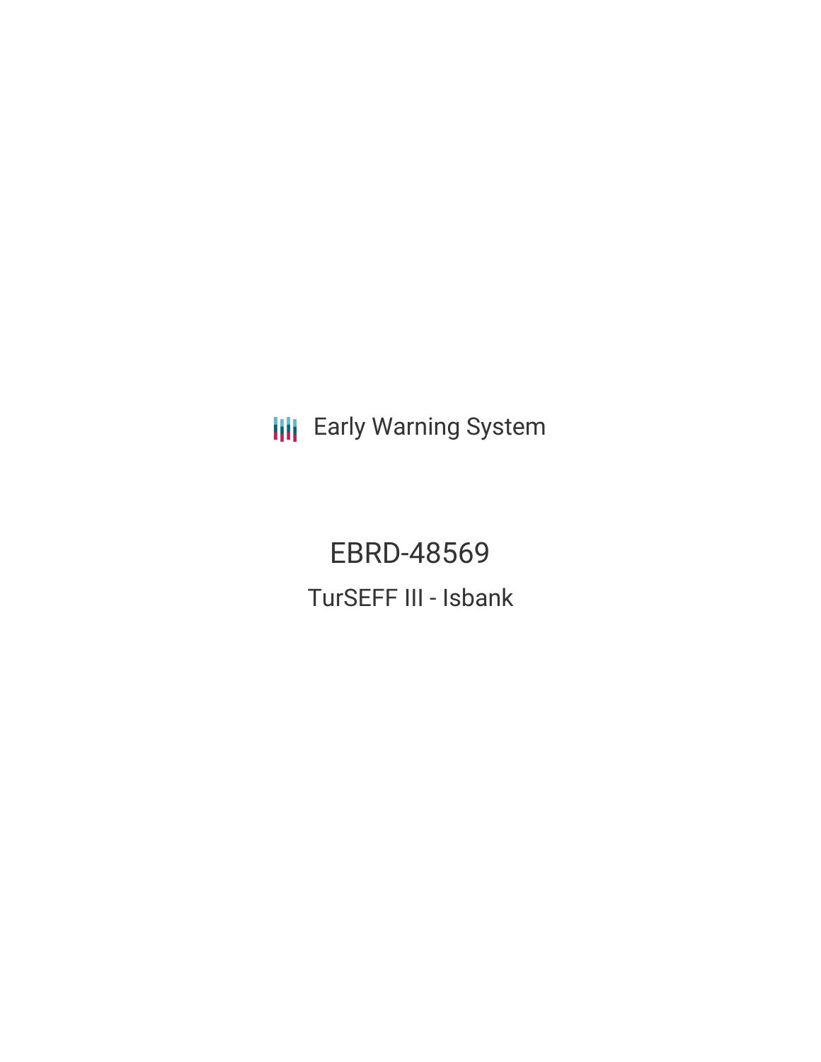Early Warning System

# EBRD-48569

## TurSEFF III - Isbank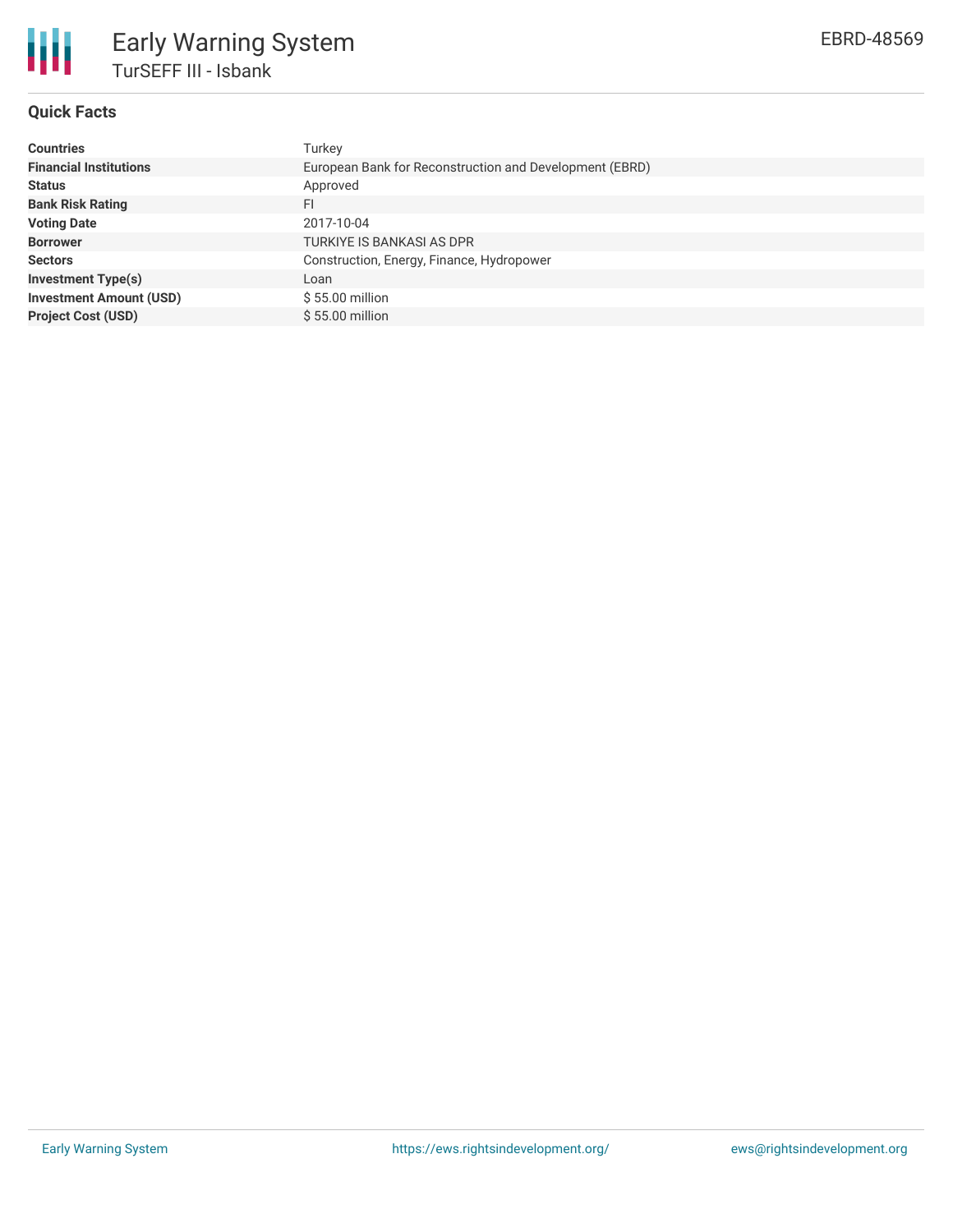# Early Warning System

## TurSEFF III - Isbank

EBRD-48569

### Quick Facts

| | |
|---|---|
| **Countries** | Turkey |
| **Financial Institutions** | European Bank for Reconstruction and Development (EBRD) |
| **Status** | Approved |
| **Bank Risk Rating** | FI |
| **Voting Date** | 2017-10-04 |
| **Borrower** | TURKIYE IS BANKASI AS DPR |
| **Sectors** | Construction, Energy, Finance, Hydropower |
| **Investment Type(s)** | Loan |
| **Investment Amount (USD)** | $ 55.00 million |
| **Project Cost (USD)** | $ 55.00 million |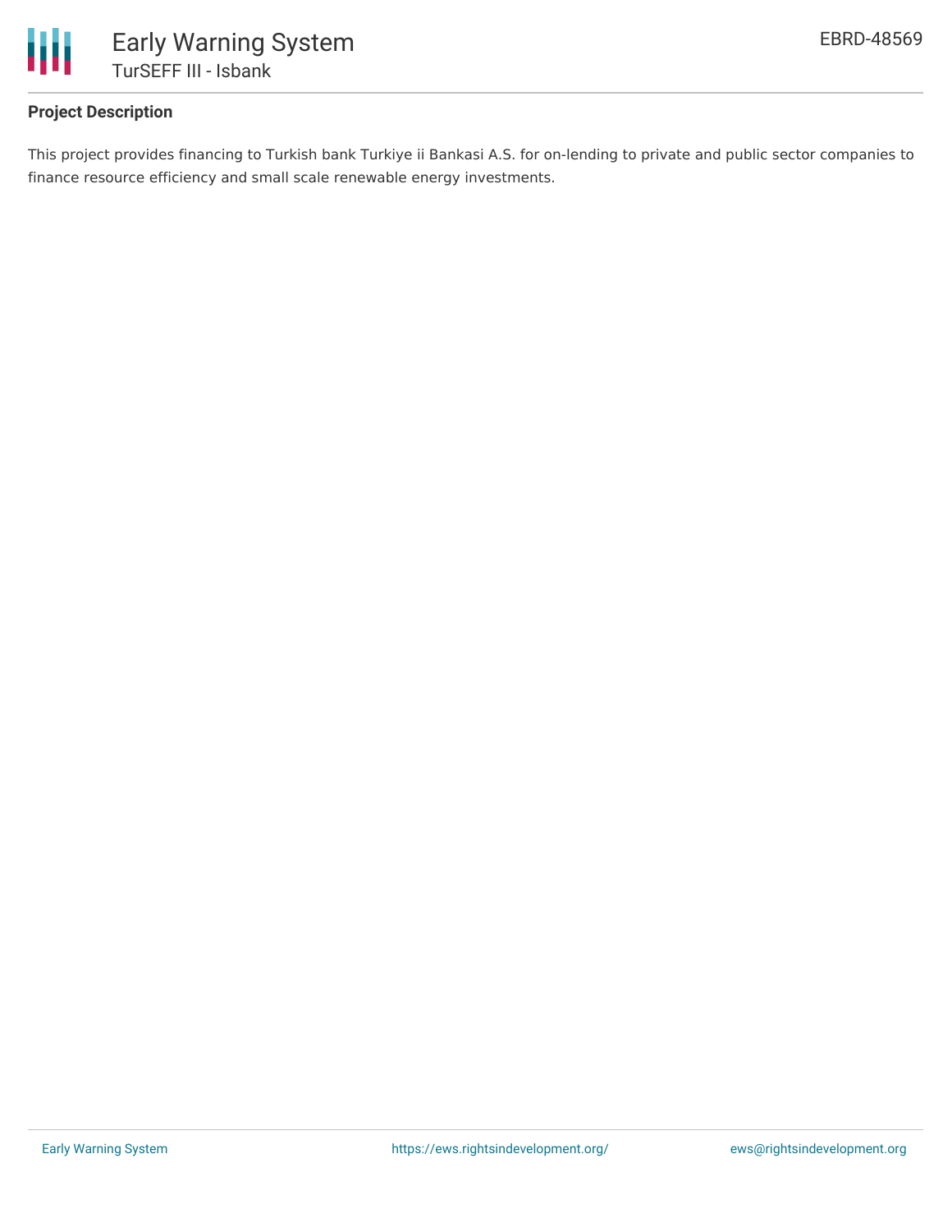## Project Description

This project provides financing to Turkish bank Turkiye ii Bankasi A.S. for on-lending to private and public sector companies to finance resource efficiency and small scale renewable energy investments.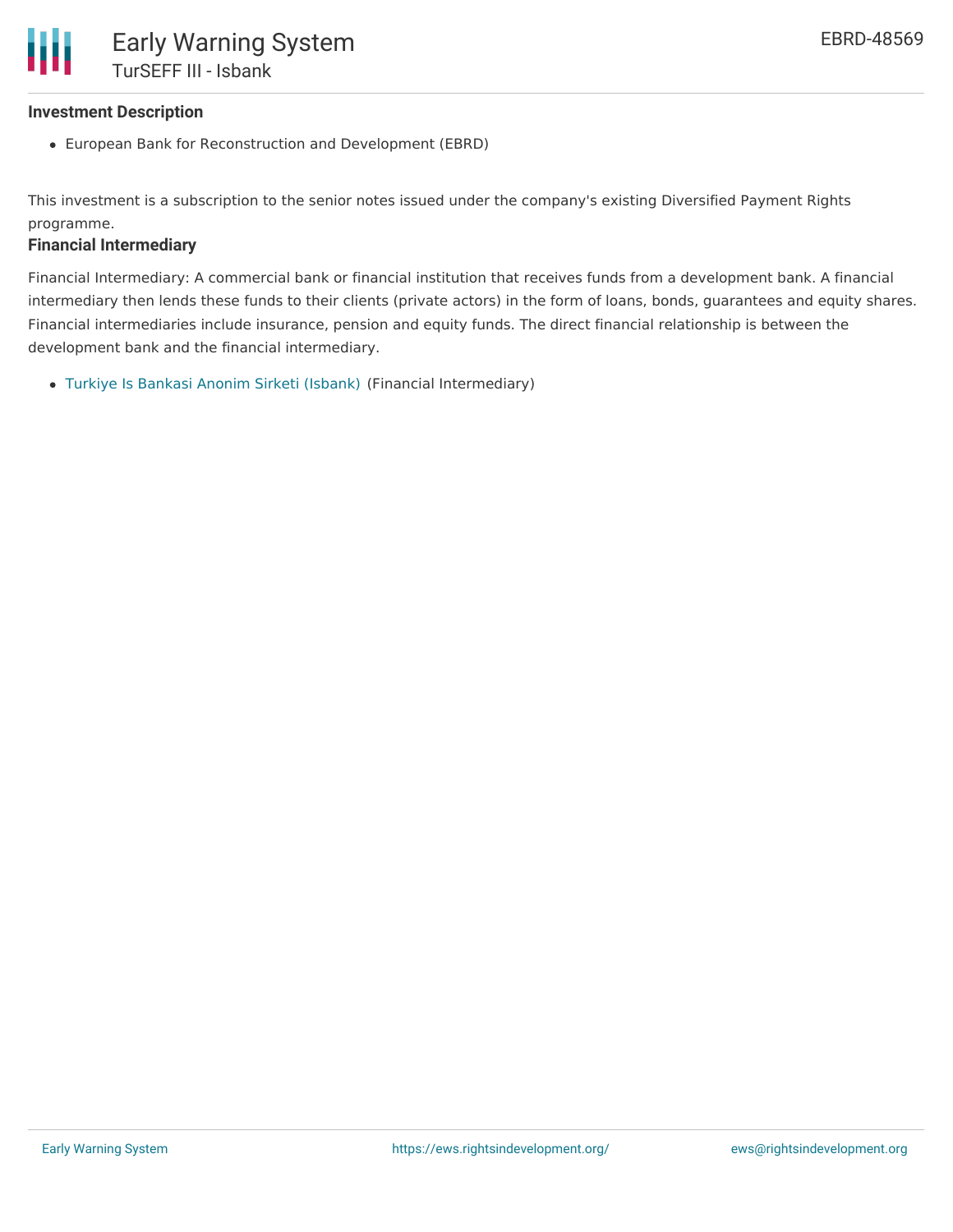### Investment Description

- European Bank for Reconstruction and Development (EBRD)

This investment is a subscription to the senior notes issued under the company's existing Diversified Payment Rights programme.

### Financial Intermediary

Financial Intermediary: A commercial bank or financial institution that receives funds from a development bank. A financial intermediary then lends these funds to their clients (private actors) in the form of loans, bonds, guarantees and equity shares. Financial intermediaries include insurance, pension and equity funds. The direct financial relationship is between the development bank and the financial intermediary.

- Turkiye Is Bankasi Anonim Sirketi (Isbank) (Financial Intermediary)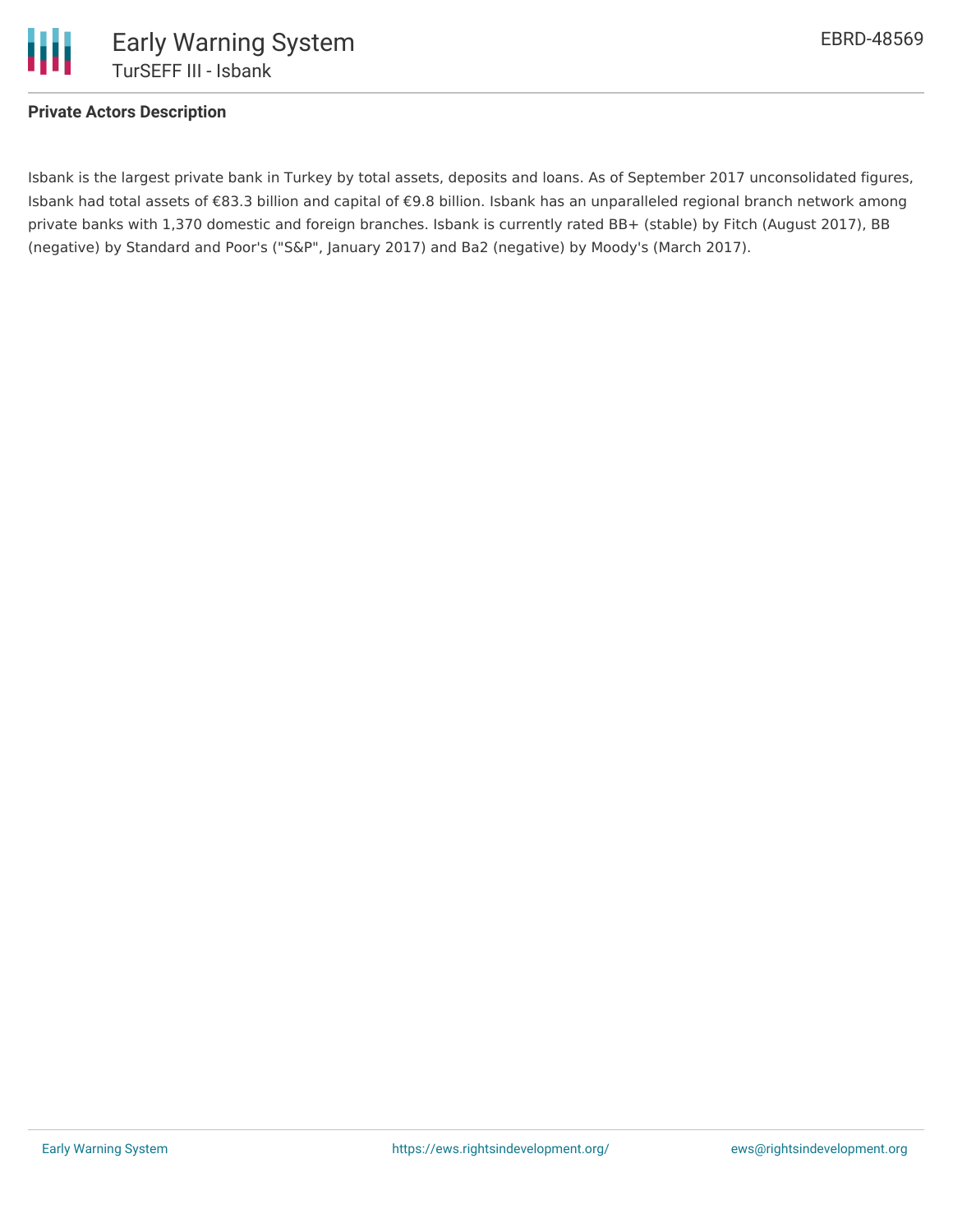**Private Actors Description**

Isbank is the largest private bank in Turkey by total assets, deposits and loans. As of September 2017 unconsolidated figures, Isbank had total assets of €83.3 billion and capital of €9.8 billion. Isbank has an unparalleled regional branch network among private banks with 1,370 domestic and foreign branches. Isbank is currently rated BB+ (stable) by Fitch (August 2017), BB (negative) by Standard and Poor's ("S&P", January 2017) and Ba2 (negative) by Moody's (March 2017).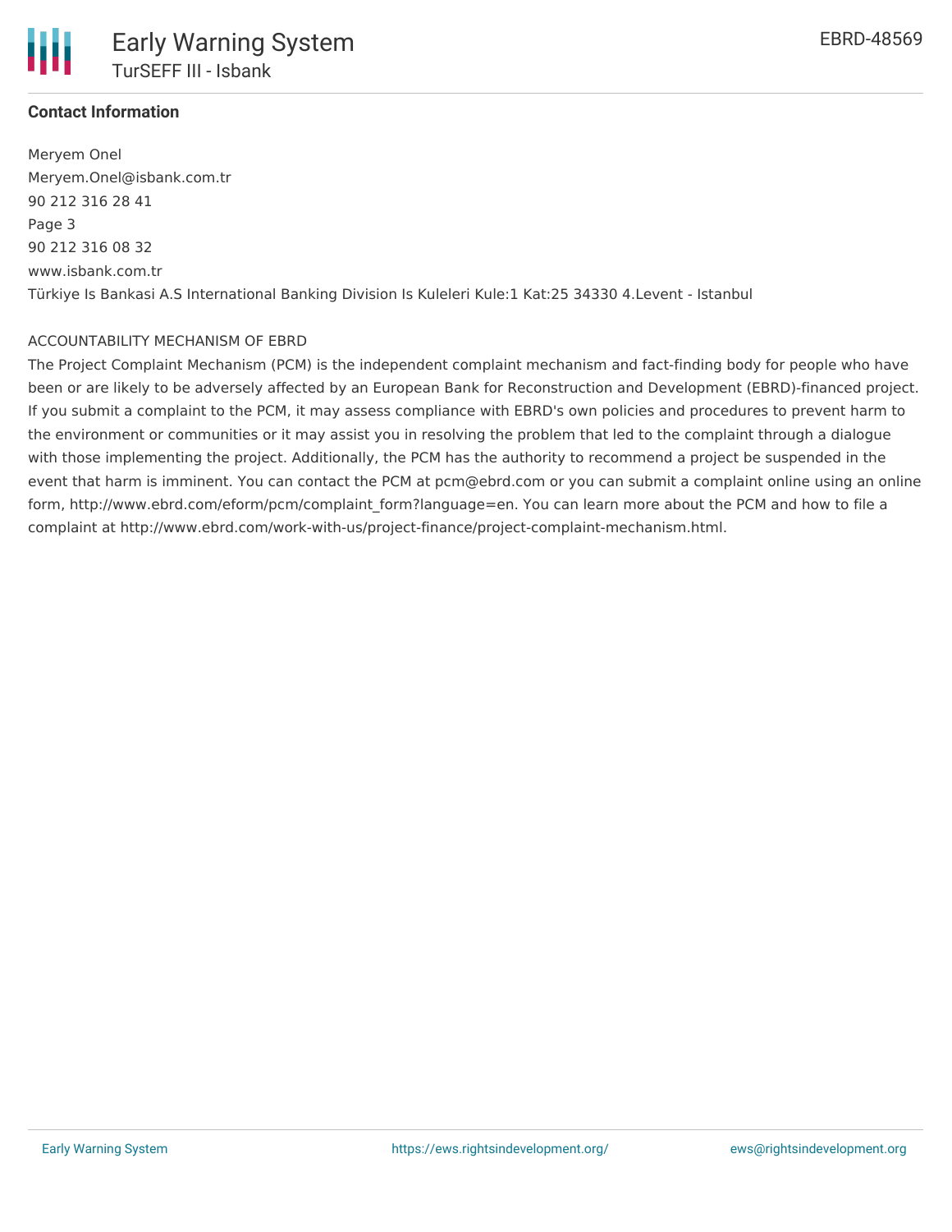**Contact Information**

Meryem Onel
Meryem.Onel@isbank.com.tr
90 212 316 28 41
Page 3
90 212 316 08 32
www.isbank.com.tr
Türkiye Is Bankasi A.S International Banking Division Is Kuleleri Kule:1 Kat:25 34330 4.Levent - Istanbul

ACCOUNTABILITY MECHANISM OF EBRD

The Project Complaint Mechanism (PCM) is the independent complaint mechanism and fact-finding body for people who have been or are likely to be adversely affected by an European Bank for Reconstruction and Development (EBRD)-financed project. If you submit a complaint to the PCM, it may assess compliance with EBRD's own policies and procedures to prevent harm to the environment or communities or it may assist you in resolving the problem that led to the complaint through a dialogue with those implementing the project. Additionally, the PCM has the authority to recommend a project be suspended in the event that harm is imminent. You can contact the PCM at pcm@ebrd.com or you can submit a complaint online using an online form, http://www.ebrd.com/eform/pcm/complaint_form?language=en. You can learn more about the PCM and how to file a complaint at http://www.ebrd.com/work-with-us/project-finance/project-complaint-mechanism.html.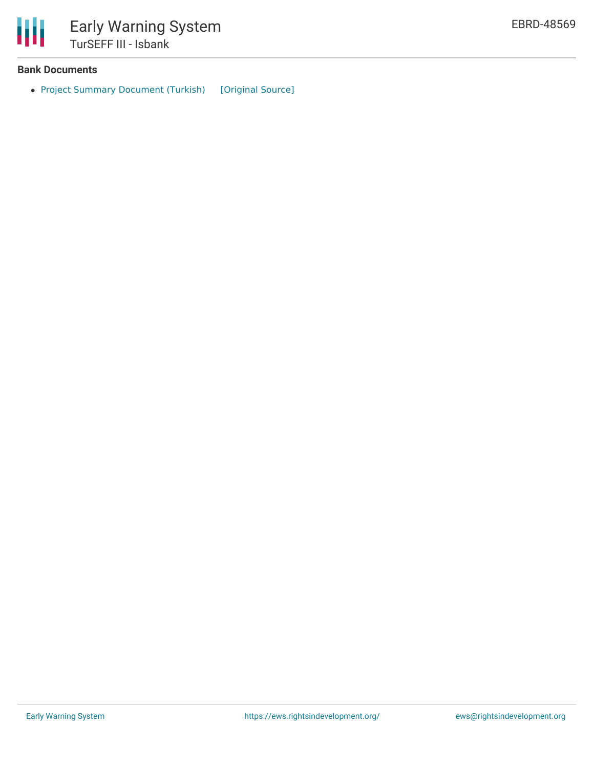## Bank Documents

- Project Summary Document (Turkish) [Original Source]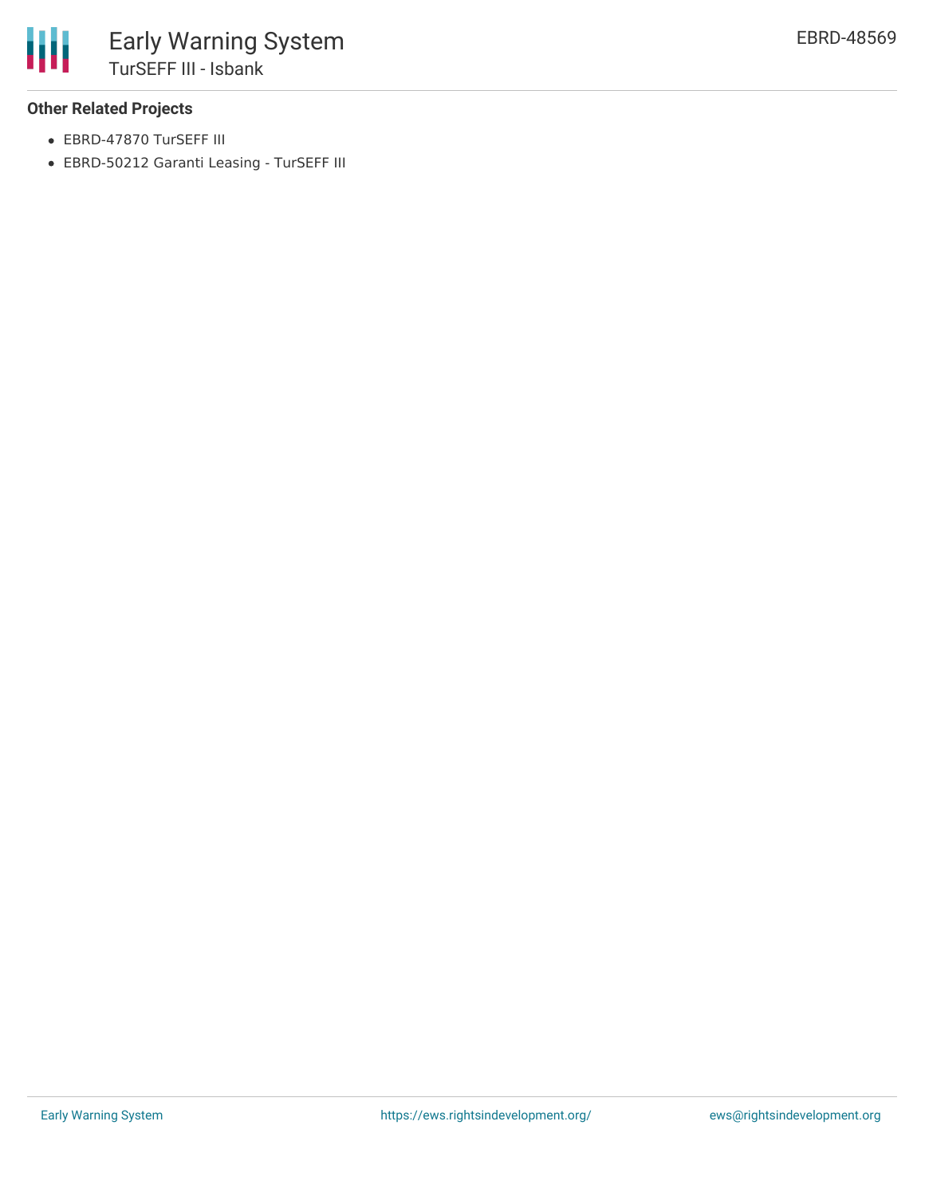**Other Related Projects**

- EBRD-47870 TurSEFF III
- EBRD-50212 Garanti Leasing - TurSEFF III